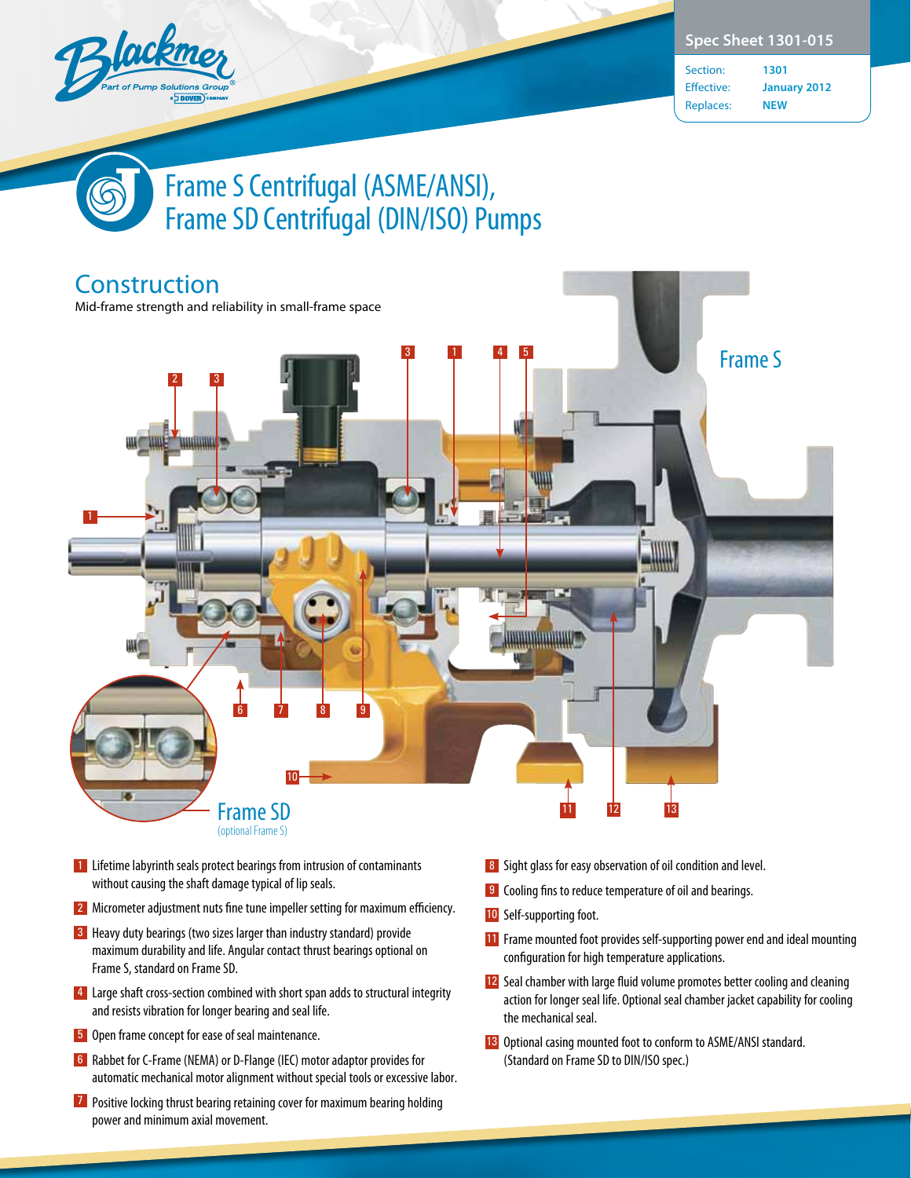Spec Sheet 1301-015

| | |
|---|---|
| Section: | 1301 |
| Effective: | January 2012 |
| Replaces: | NEW |

# Frame S Centrifugal (ASME/ANSI), Frame SD Centrifugal (DIN/ISO) Pumps

## Construction

Mid-frame strength and reliability in small-frame space

Frame S

Frame SD (optional Frame S)

1. Lifetime labyrinth seals protect bearings from intrusion of contaminants without causing the shaft damage typical of lip seals.
2. Micrometer adjustment nuts fine tune impeller setting for maximum efficiency.
3. Heavy duty bearings (two sizes larger than industry standard) provide maximum durability and life. Angular contact thrust bearings optional on Frame S, standard on Frame SD.
4. Large shaft cross-section combined with short span adds to structural integrity and resists vibration for longer bearing and seal life.
5. Open frame concept for ease of seal maintenance.
6. Rabbet for C-Frame (NEMA) or D-Flange (IEC) motor adaptor provides for automatic mechanical motor alignment without special tools or excessive labor.
7. Positive locking thrust bearing retaining cover for maximum bearing holding power and minimum axial movement.
8. Sight glass for easy observation of oil condition and level.
9. Cooling fins to reduce temperature of oil and bearings.
10. Self-supporting foot.
11. Frame mounted foot provides self-supporting power end and ideal mounting configuration for high temperature applications.
12. Seal chamber with large fluid volume promotes better cooling and cleaning action for longer seal life. Optional seal chamber jacket capability for cooling the mechanical seal.
13. Optional casing mounted foot to conform to ASME/ANSI standard. (Standard on Frame SD to DIN/ISO spec.)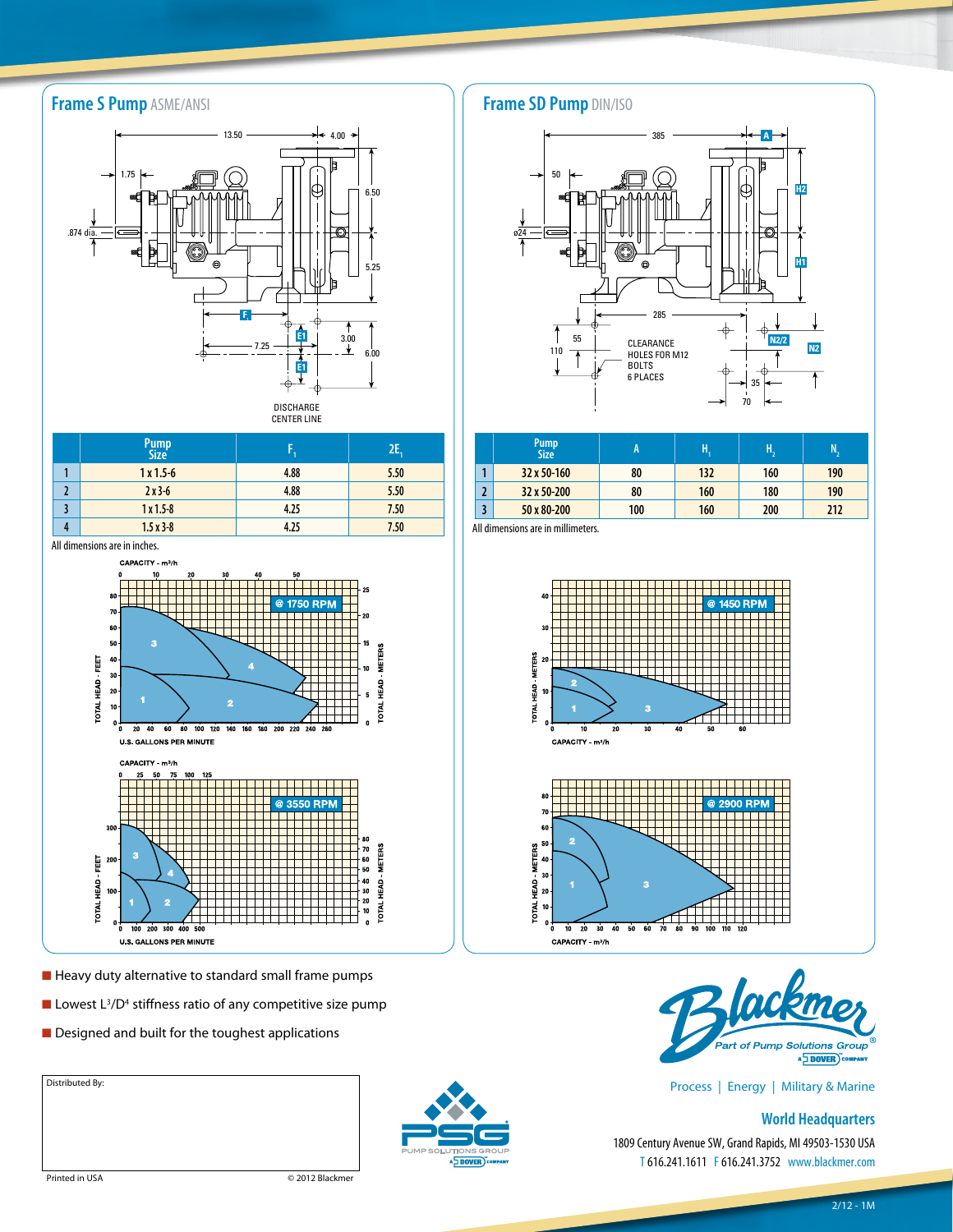## Frame S Pump ASME/ANSI

13.50
4.00
1.75
6.50
.874 dia.
5.25
F1
E1
3.00
7.25
6.00
E1
DISCHARGE CENTER LINE

| | Pump Size | $F_1$ | $2E_1$ |
|---|---|---|---|
| 1 | 1 x 1.5-6 | 4.88 | 5.50 |
| 2 | 2 x 3-6 | 4.88 | 5.50 |
| 3 | 1 x 1.5-8 | 4.25 | 7.50 |
| 4 | 1.5 x 3-8 | 4.25 | 7.50 |

All dimensions are in inches.

CAPACITY - m³/h
0 10 20 30 40 50
@ 1750 RPM
TOTAL HEAD - FEET
TOTAL HEAD - METERS
0 20 40 60 80 100 120 140 160 180 200 220 240 260
U.S. GALLONS PER MINUTE

CAPACITY - m³/h
0 25 50 75 100 125
@ 3550 RPM
TOTAL HEAD - FEET
TOTAL HEAD - METERS
0 100 200 300 400 500
U.S. GALLONS PER MINUTE

## Frame SD Pump DIN/ISO

385
A
50
H2
ø24
H1
285
N2/2
55
110
CLEARANCE HOLES FOR M12 BOLTS 6 PLACES
N2
35
70

| | Pump Size | A | $H_1$ | $H_2$ | $N_2$ |
|---|---|---|---|---|---|
| 1 | 32 x 50-160 | 80 | 132 | 160 | 190 |
| 2 | 32 x 50-200 | 80 | 160 | 180 | 190 |
| 3 | 50 x 80-200 | 100 | 160 | 200 | 212 |

All dimensions are in millimeters.

@ 1450 RPM
TOTAL HEAD - METERS
0 10 20 30 40 50 60
CAPACITY - m³/h

@ 2900 RPM
TOTAL HEAD - METERS
0 10 20 30 40 50 60 70 80 90 100 110 120
CAPACITY - m³/h

- Heavy duty alternative to standard small frame pumps
- Lowest $L^3/D^4$ stiffness ratio of any competitive size pump
- Designed and built for the toughest applications

Distributed By:

Printed in USA © 2012 Blackmer

PSG PUMP SOLUTIONS GROUP A DOVER COMPANY

Blackmer® Part of Pump Solutions Group A DOVER COMPANY

Process | Energy | Military & Marine

**World Headquarters**

1809 Century Avenue SW, Grand Rapids, MI 49503-1530 USA
T 616.241.1611 F 616.241.3752 www.blackmer.com

2/12 - 1M